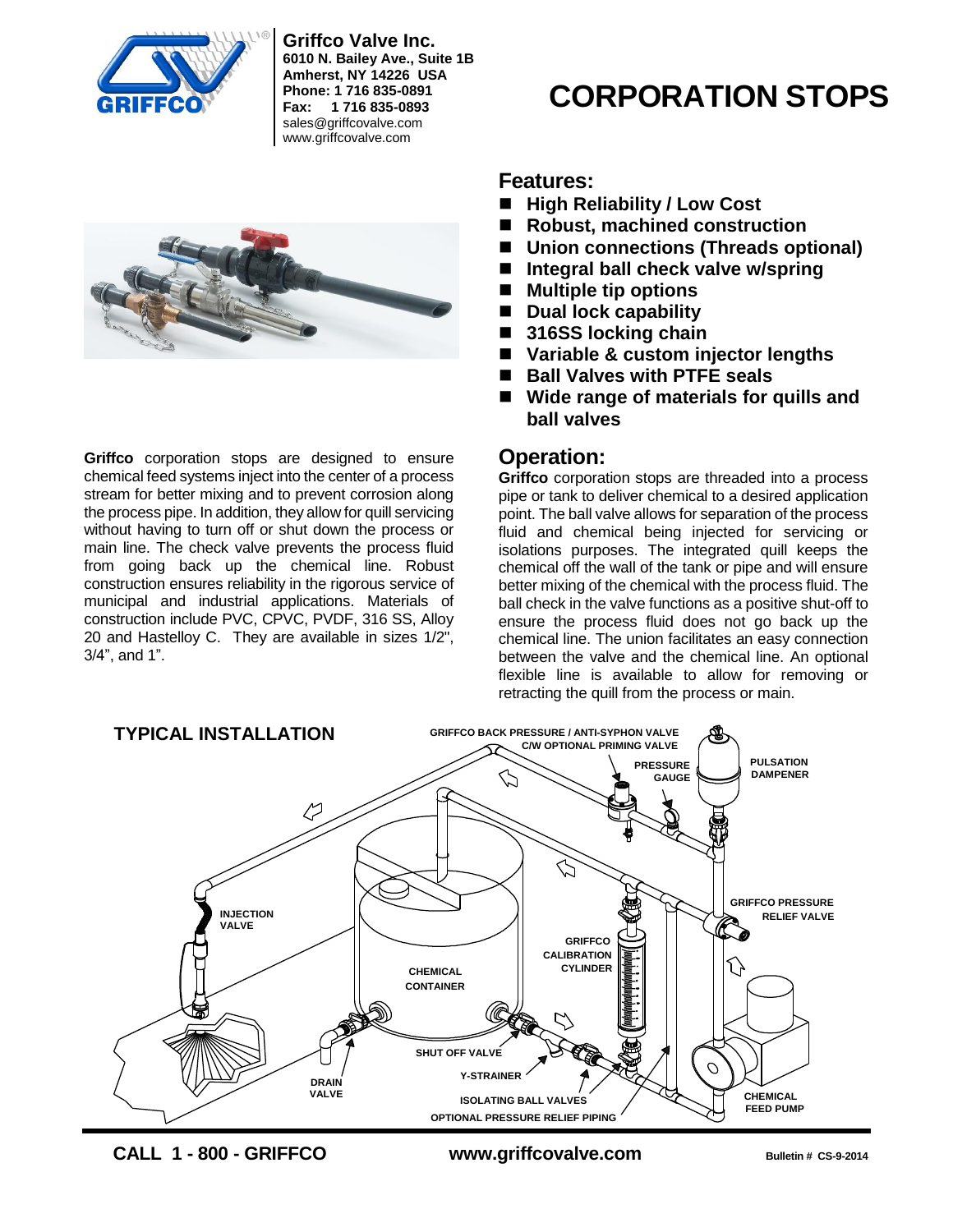**Griffco Valve Inc.**
**6010 N. Bailey Ave., Suite 1B**
**Amherst, NY 14226 USA**
**Phone: 1 716 835-0891**
**Fax: 1 716 835-0893**
sales@griffcovalve.com
www.griffcovalve.com

# CORPORATION STOPS

## Features:

- **High Reliability / Low Cost**
- **Robust, machined construction**
- **Union connections (Threads optional)**
- **Integral ball check valve w/spring**
- **Multiple tip options**
- **Dual lock capability**
- **316SS locking chain**
- **Variable & custom injector lengths**
- **Ball Valves with PTFE seals**
- **Wide range of materials for quills and ball valves**

**Griffco** corporation stops are designed to ensure chemical feed systems inject into the center of a process stream for better mixing and to prevent corrosion along the process pipe. In addition, they allow for quill servicing without having to turn off or shut down the process or main line. The check valve prevents the process fluid from going back up the chemical line. Robust construction ensures reliability in the rigorous service of municipal and industrial applications. Materials of construction include PVC, CPVC, PVDF, 316 SS, Alloy 20 and Hastelloy C. They are available in sizes 1/2", 3/4", and 1".

## Operation:

**Griffco** corporation stops are threaded into a process pipe or tank to deliver chemical to a desired application point. The ball valve allows for separation of the process fluid and chemical being injected for servicing or isolations purposes. The integrated quill keeps the chemical off the wall of the tank or pipe and will ensure better mixing of the chemical with the process fluid. The ball check in the valve functions as a positive shut-off to ensure the process fluid does not go back up the chemical line. The union facilitates an easy connection between the valve and the chemical line. An optional flexible line is available to allow for removing or retracting the quill from the process or main.

## TYPICAL INSTALLATION

GRIFFCO BACK PRESSURE / ANTI-SYPHON VALVE C/W OPTIONAL PRIMING VALVE

PRESSURE GAUGE

PULSATION DAMPENER

INJECTION VALVE

GRIFFCO PRESSURE RELIEF VALVE

GRIFFCO CALIBRATION CYLINDER

CHEMICAL CONTAINER

SHUT OFF VALVE

Y-STRAINER

DRAIN VALVE

ISOLATING BALL VALVES

OPTIONAL PRESSURE RELIEF PIPING

CHEMICAL FEED PUMP

**CALL 1 - 800 - GRIFFCO** **www.griffcovalve.com** **Bulletin # CS-9-2014**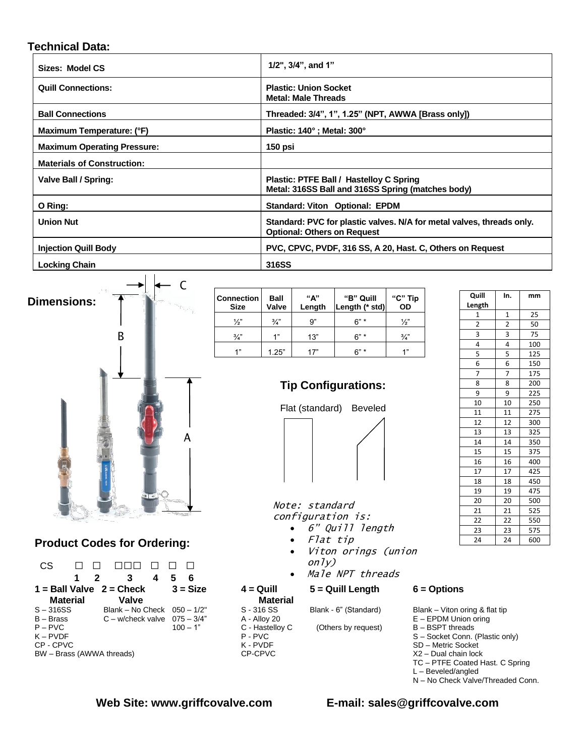## Technical Data:

| | |
|---|---|
| **Sizes: Model CS** | **1/2", 3/4", and 1"** |
| **Quill Connections:** | **Plastic: Union Socket**<br>**Metal: Male Threads** |
| **Ball Connections** | **Threaded: 3/4", 1", 1.25" (NPT, AWWA [Brass only])** |
| **Maximum Temperature: (°F)** | **Plastic: 140° ; Metal: 300°** |
| **Maximum Operating Pressure:** | **150 psi** |
| **Materials of Construction:** | |
| **Valve Ball / Spring:** | **Plastic: PTFE Ball / Hastelloy C Spring**<br>**Metal: 316SS Ball and 316SS Spring (matches body)** |
| **O Ring:** | **Standard: Viton Optional: EPDM** |
| **Union Nut** | **Standard: PVC for plastic valves. N/A for metal valves, threads only.**<br>**Optional: Others on Request** |
| **Injection Quill Body** | **PVC, CPVC, PVDF, 316 SS, A 20, Hast. C, Others on Request** |
| **Locking Chain** | **316SS** |

## Dimensions:

C

B

A

| Connection Size | Ball Valve | "A" Length | "B" Quill Length (* std) | "C" Tip OD |
|---|---|---|---|---|
| ½" | ¾" | 9" | 6" * | ½" |
| ¾" | 1" | 13" | 6" * | ¾" |
| 1" | 1.25" | 17" | 6" * | 1" |

| Quill Length | In. | mm |
|---|---|---|
| 1 | 1 | 25 |
| 2 | 2 | 50 |
| 3 | 3 | 75 |
| 4 | 4 | 100 |
| 5 | 5 | 125 |
| 6 | 6 | 150 |
| 7 | 7 | 175 |
| 8 | 8 | 200 |
| 9 | 9 | 225 |
| 10 | 10 | 250 |
| 11 | 11 | 275 |
| 12 | 12 | 300 |
| 13 | 13 | 325 |
| 14 | 14 | 350 |
| 15 | 15 | 375 |
| 16 | 16 | 400 |
| 17 | 17 | 425 |
| 18 | 18 | 450 |
| 19 | 19 | 475 |
| 20 | 20 | 500 |
| 21 | 21 | 525 |
| 22 | 22 | 550 |
| 23 | 23 | 575 |
| 24 | 24 | 600 |

## Tip Configurations:

Flat (standard) Beveled

*Note: standard configuration is:*

- *6" Quill length*
- *Flat tip*
- *Viton orings (union only)*
- *Male NPT threads*

## Product Codes for Ordering:

CS ☐ ☐ ☐☐☐ ☐ ☐ ☐
1 2 3 4 5 6

**1 = Ball Valve Material**
- S – 316SS
- B – Brass
- P – PVC
- K – PVDF
- CP - CPVC
- BW – Brass (AWWA threads)

**2 = Check Valve**
- Blank – No Check
- C – w/check valve

**3 = Size**
- 050 – 1/2"
- 075 – 3/4"
- 100 – 1"

**4 = Quill Material**
- S - 316 SS
- A - Alloy 20
- C - Hastelloy C
- P - PVC
- K - PVDF
- CP-CPVC

**5 = Quill Length**
- Blank - 6" (Standard)
- (Others by request)

**6 = Options**
- Blank – Viton oring & flat tip
- E – EPDM Union oring
- B – BSPT threads
- S – Socket Conn. (Plastic only)
- SD – Metric Socket
- X2 – Dual chain lock
- TC – PTFE Coated Hast. C Spring
- L – Beveled/angled
- N – No Check Valve/Threaded Conn.

**Web Site: www.griffcovalve.com** **E-mail: sales@griffcovalve.com**